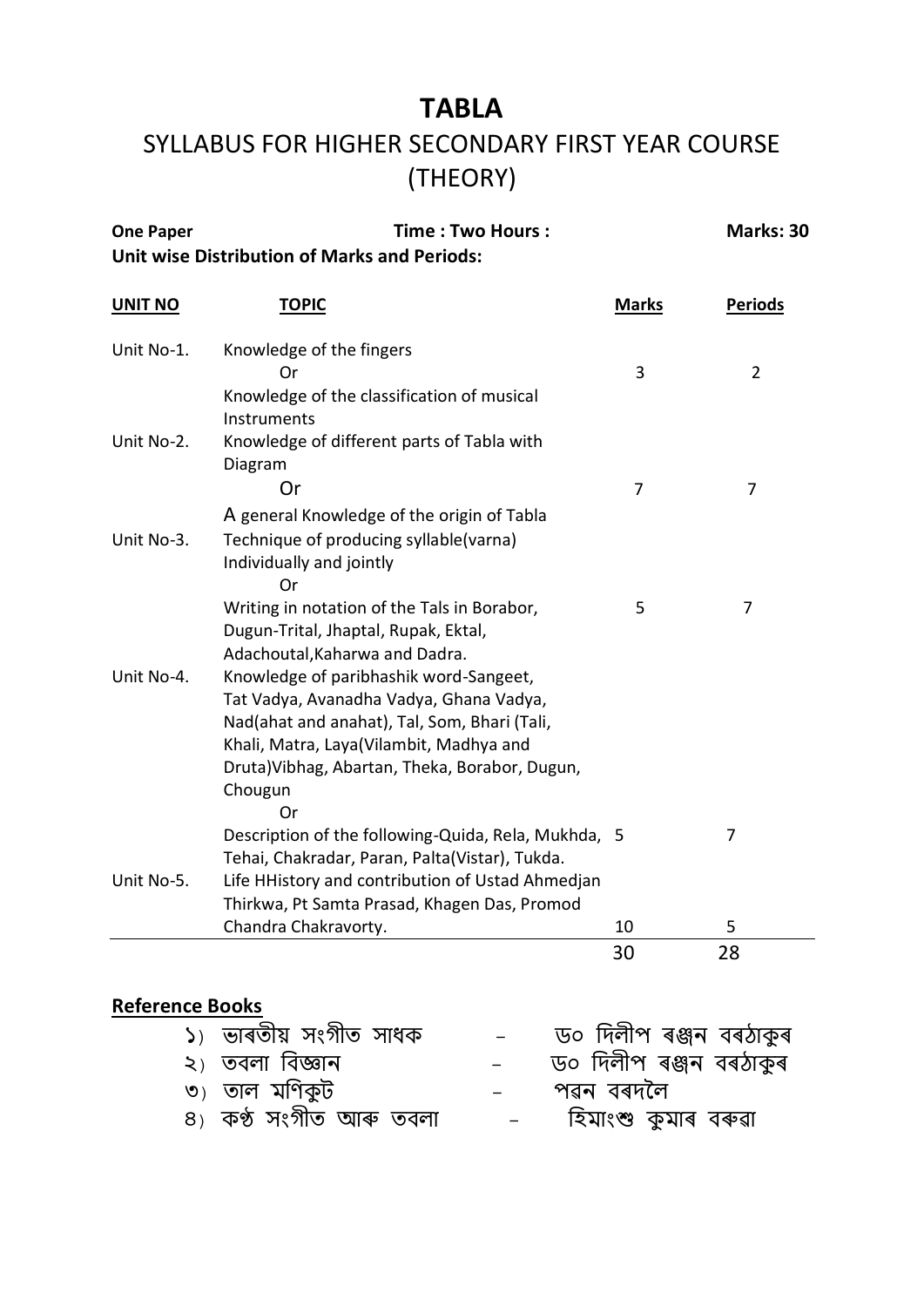# TABLA

## SYLLABUS FOR HIGHER SECONDARY FIRST YEAR COURSE (THEORY)

**One Paper** | **Time : Two Hours :** | **Marks: 30**

**Unit wise Distribution of Marks and Periods:**

| UNIT NO | TOPIC | Marks | Periods |
|---|---|---|---|
| Unit No-1. | Knowledge of the fingers<br>Or<br>Knowledge of the classification of musical Instruments | 3 | 2 |
| Unit No-2. | Knowledge of different parts of Tabla with Diagram<br>Or<br>A general Knowledge of the origin of Tabla | 7 | 7 |
| Unit No-3. | Technique of producing syllable(varna) Individually and jointly<br>Or<br>Writing in notation of the Tals in Borabor, Dugun-Trital, Jhaptal, Rupak, Ektal, Adachoutal,Kaharwa and Dadra. | 5 | 7 |
| Unit No-4. | Knowledge of paribhashik word-Sangeet, Tat Vadya, Avanadha Vadya, Ghana Vadya, Nad(ahat and anahat), Tal, Som, Bhari (Tali, Khali, Matra, Laya(Vilambit, Madhya and Druta)Vibhag, Abartan, Theka, Borabor, Dugun, Chougun<br>Or<br>Description of the following-Quida, Rela, Mukhda, Tehai, Chakradar, Paran, Palta(Vistar), Tukda. | 5 | 7 |
| Unit No-5. | Life HHistory and contribution of Ustad Ahmedjan Thirkwa, Pt Samta Prasad, Khagen Das, Promod Chandra Chakravorty. | 10 | 5 |
| | | 30 | 28 |

### Reference Books

১) ভাৰতীয় সংগীত সাধক – ড০ দিলীপ ৰঞ্জন বৰঠাকুৰ
২) তবলা বিজ্ঞান – ড০ দিলীপ ৰঞ্জন বৰঠাকুৰ
৩) তাল মণিকুট – পৱন বৰদলৈ
৪) কণ্ঠ সংগীত আৰু তবলা – হিমাংশু কুমাৰ বৰুৱা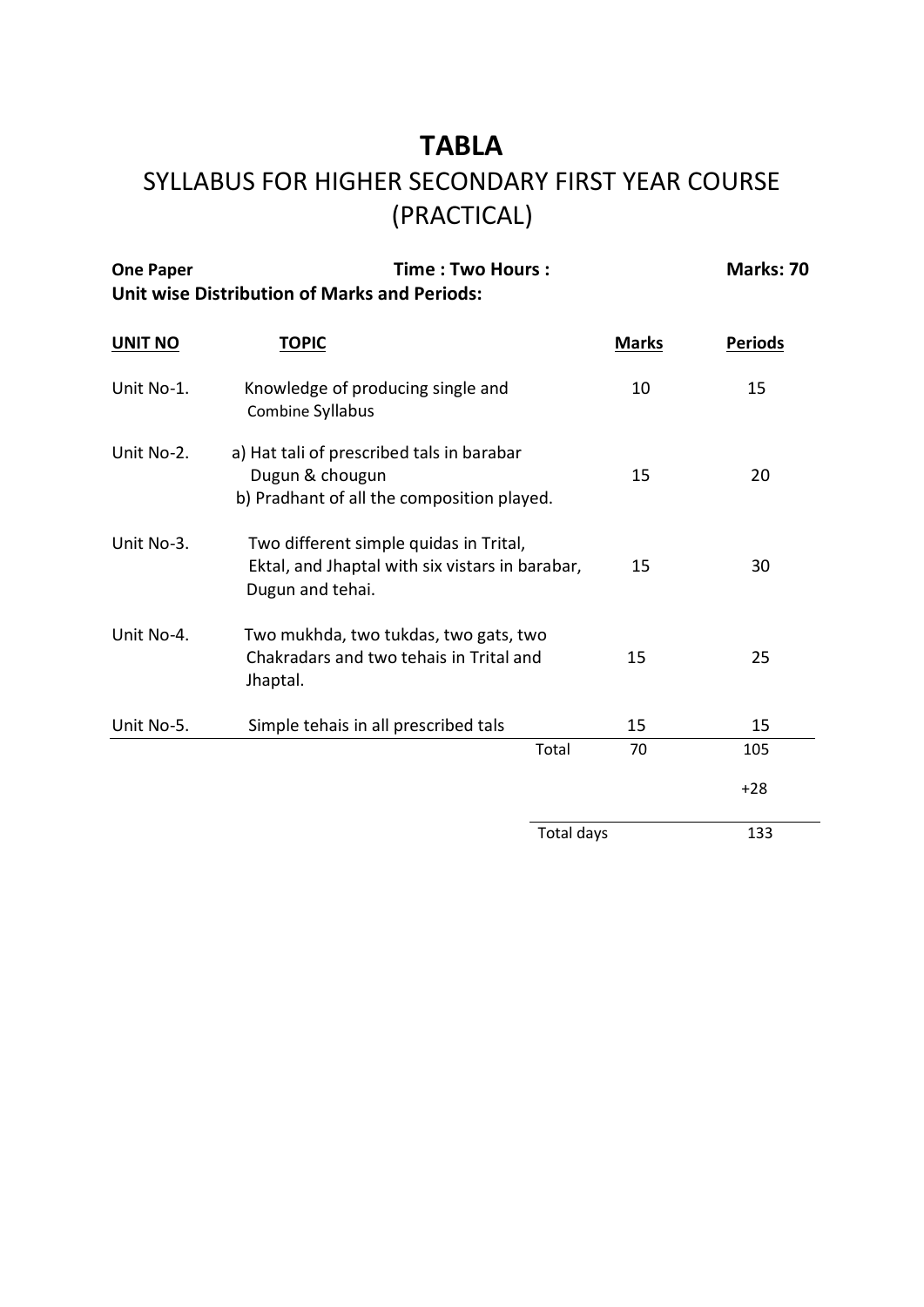# TABLA

## SYLLABUS FOR HIGHER SECONDARY FIRST YEAR COURSE (PRACTICAL)

**One Paper** **Time : Two Hours :** **Marks: 70**

**Unit wise Distribution of Marks and Periods:**

| UNIT NO | TOPIC | Marks | Periods |
|---|---|---|---|
| Unit No-1. | Knowledge of producing single and Combine Syllabus | 10 | 15 |
| Unit No-2. | a) Hat tali of prescribed tals in barabar Dugun & chougun<br>b) Pradhant of all the composition played. | 15 | 20 |
| Unit No-3. | Two different simple quidas in Trital, Ektal, and Jhaptal with six vistars in barabar, Dugun and tehai. | 15 | 30 |
| Unit No-4. | Two mukhda, two tukdas, two gats, two Chakradars and two tehais in Trital and Jhaptal. | 15 | 25 |
| Unit No-5. | Simple tehais in all prescribed tals | 15 | 15 |
| | Total | 70 | 105 |
| | | | +28 |
| | Total days | | 133 |